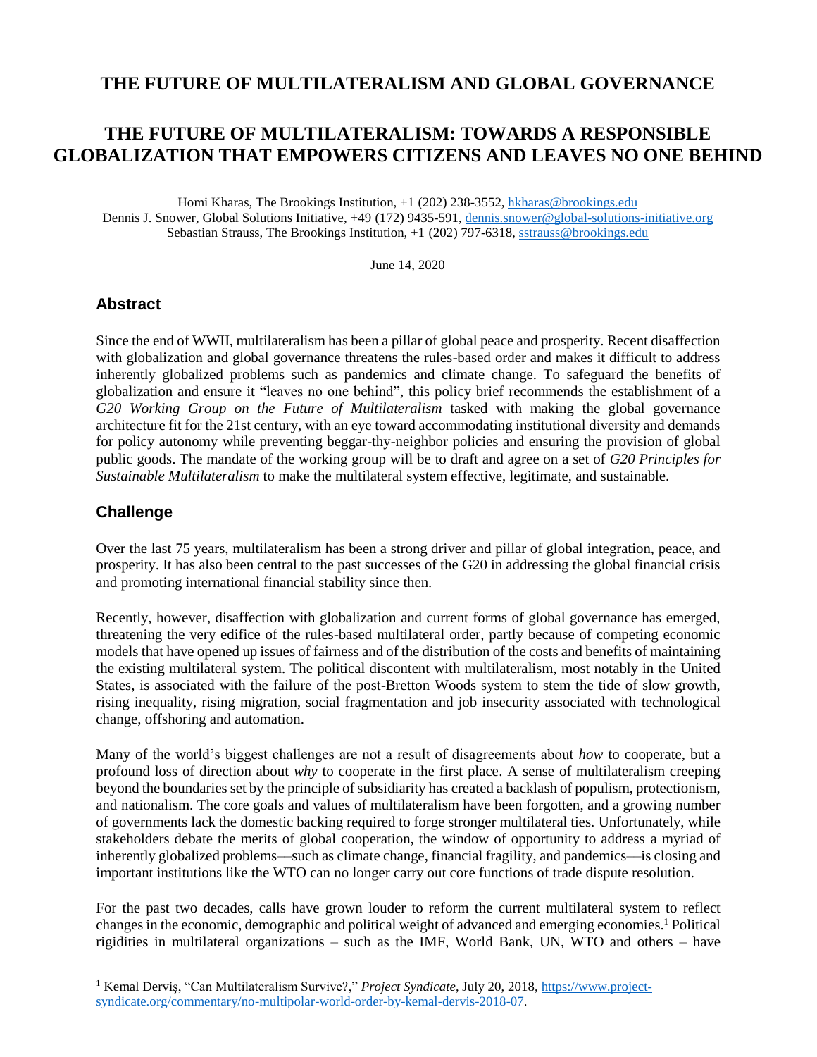# THE FUTURE OF MULTILATERALISM AND GLOBAL GOVERNANCE

# THE FUTURE OF MULTILATERALISM: TOWARDS A RESPONSIBLE GLOBALIZATION THAT EMPOWERS CITIZENS AND LEAVES NO ONE BEHIND

Homi Kharas, The Brookings Institution, +1 (202) 238-3552, hkharas@brookings.edu
Dennis J. Snower, Global Solutions Initiative, +49 (172) 9435-591, dennis.snower@global-solutions-initiative.org
Sebastian Strauss, The Brookings Institution, +1 (202) 797-6318, sstrauss@brookings.edu

June 14, 2020

## Abstract

Since the end of WWII, multilateralism has been a pillar of global peace and prosperity. Recent disaffection with globalization and global governance threatens the rules-based order and makes it difficult to address inherently globalized problems such as pandemics and climate change. To safeguard the benefits of globalization and ensure it "leaves no one behind", this policy brief recommends the establishment of a *G20 Working Group on the Future of Multilateralism* tasked with making the global governance architecture fit for the 21st century, with an eye toward accommodating institutional diversity and demands for policy autonomy while preventing beggar-thy-neighbor policies and ensuring the provision of global public goods. The mandate of the working group will be to draft and agree on a set of *G20 Principles for Sustainable Multilateralism* to make the multilateral system effective, legitimate, and sustainable.

## Challenge

Over the last 75 years, multilateralism has been a strong driver and pillar of global integration, peace, and prosperity. It has also been central to the past successes of the G20 in addressing the global financial crisis and promoting international financial stability since then.

Recently, however, disaffection with globalization and current forms of global governance has emerged, threatening the very edifice of the rules-based multilateral order, partly because of competing economic models that have opened up issues of fairness and of the distribution of the costs and benefits of maintaining the existing multilateral system. The political discontent with multilateralism, most notably in the United States, is associated with the failure of the post-Bretton Woods system to stem the tide of slow growth, rising inequality, rising migration, social fragmentation and job insecurity associated with technological change, offshoring and automation.

Many of the world's biggest challenges are not a result of disagreements about *how* to cooperate, but a profound loss of direction about *why* to cooperate in the first place. A sense of multilateralism creeping beyond the boundaries set by the principle of subsidiarity has created a backlash of populism, protectionism, and nationalism. The core goals and values of multilateralism have been forgotten, and a growing number of governments lack the domestic backing required to forge stronger multilateral ties. Unfortunately, while stakeholders debate the merits of global cooperation, the window of opportunity to address a myriad of inherently globalized problems—such as climate change, financial fragility, and pandemics—is closing and important institutions like the WTO can no longer carry out core functions of trade dispute resolution.

For the past two decades, calls have grown louder to reform the current multilateral system to reflect changes in the economic, demographic and political weight of advanced and emerging economies.[1] Political rigidities in multilateral organizations – such as the IMF, World Bank, UN, WTO and others – have

[1] Kemal Derviş, "Can Multilateralism Survive?," *Project Syndicate*, July 20, 2018, https://www.project-syndicate.org/commentary/no-multipolar-world-order-by-kemal-dervis-2018-07.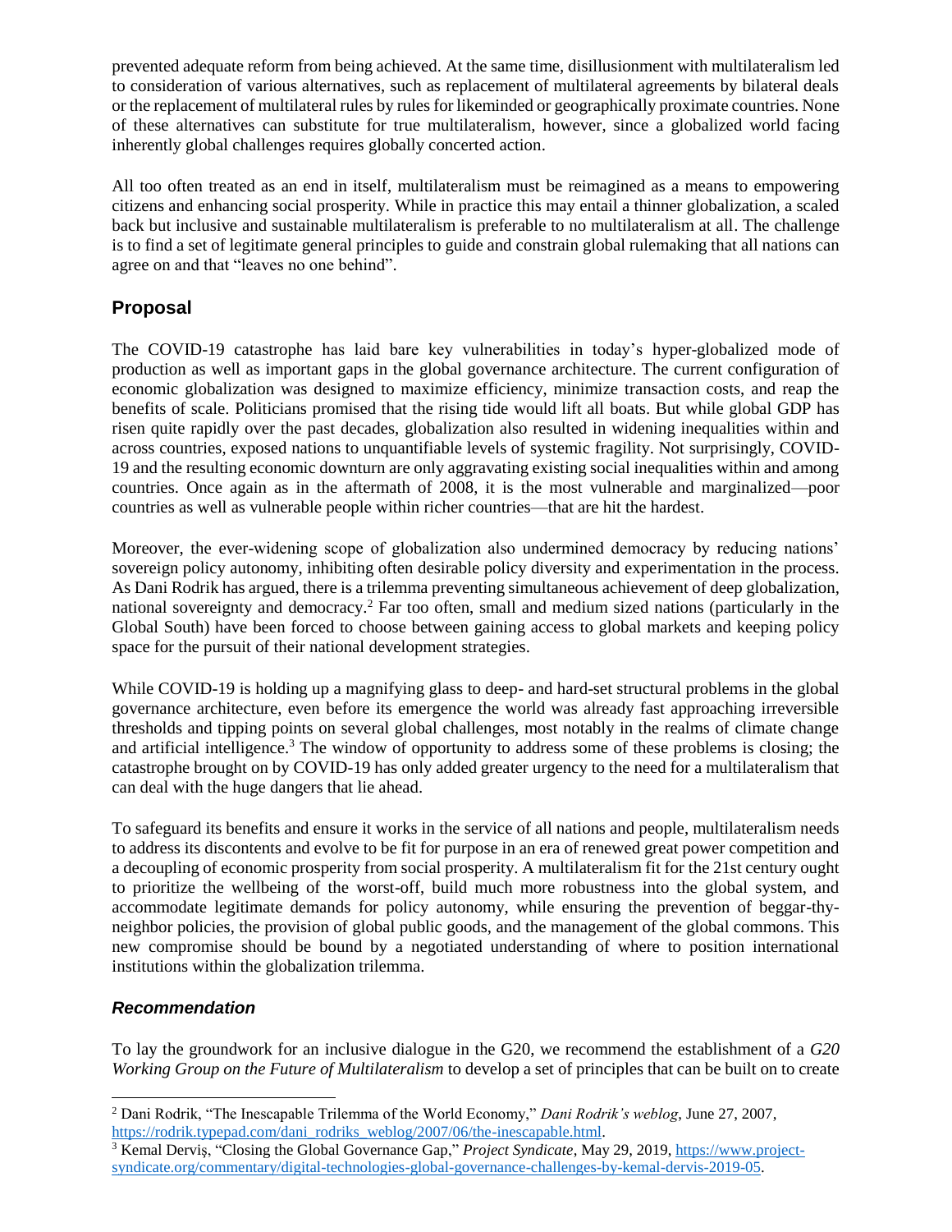prevented adequate reform from being achieved. At the same time, disillusionment with multilateralism led to consideration of various alternatives, such as replacement of multilateral agreements by bilateral deals or the replacement of multilateral rules by rules for likeminded or geographically proximate countries. None of these alternatives can substitute for true multilateralism, however, since a globalized world facing inherently global challenges requires globally concerted action.

All too often treated as an end in itself, multilateralism must be reimagined as a means to empowering citizens and enhancing social prosperity. While in practice this may entail a thinner globalization, a scaled back but inclusive and sustainable multilateralism is preferable to no multilateralism at all. The challenge is to find a set of legitimate general principles to guide and constrain global rulemaking that all nations can agree on and that "leaves no one behind".

## Proposal

The COVID-19 catastrophe has laid bare key vulnerabilities in today's hyper-globalized mode of production as well as important gaps in the global governance architecture. The current configuration of economic globalization was designed to maximize efficiency, minimize transaction costs, and reap the benefits of scale. Politicians promised that the rising tide would lift all boats. But while global GDP has risen quite rapidly over the past decades, globalization also resulted in widening inequalities within and across countries, exposed nations to unquantifiable levels of systemic fragility. Not surprisingly, COVID-19 and the resulting economic downturn are only aggravating existing social inequalities within and among countries. Once again as in the aftermath of 2008, it is the most vulnerable and marginalized—poor countries as well as vulnerable people within richer countries—that are hit the hardest.

Moreover, the ever-widening scope of globalization also undermined democracy by reducing nations' sovereign policy autonomy, inhibiting often desirable policy diversity and experimentation in the process. As Dani Rodrik has argued, there is a trilemma preventing simultaneous achievement of deep globalization, national sovereignty and democracy.[2] Far too often, small and medium sized nations (particularly in the Global South) have been forced to choose between gaining access to global markets and keeping policy space for the pursuit of their national development strategies.

While COVID-19 is holding up a magnifying glass to deep- and hard-set structural problems in the global governance architecture, even before its emergence the world was already fast approaching irreversible thresholds and tipping points on several global challenges, most notably in the realms of climate change and artificial intelligence.[3] The window of opportunity to address some of these problems is closing; the catastrophe brought on by COVID-19 has only added greater urgency to the need for a multilateralism that can deal with the huge dangers that lie ahead.

To safeguard its benefits and ensure it works in the service of all nations and people, multilateralism needs to address its discontents and evolve to be fit for purpose in an era of renewed great power competition and a decoupling of economic prosperity from social prosperity. A multilateralism fit for the 21st century ought to prioritize the wellbeing of the worst-off, build much more robustness into the global system, and accommodate legitimate demands for policy autonomy, while ensuring the prevention of beggar-thy-neighbor policies, the provision of global public goods, and the management of the global commons. This new compromise should be bound by a negotiated understanding of where to position international institutions within the globalization trilemma.

### *Recommendation*

To lay the groundwork for an inclusive dialogue in the G20, we recommend the establishment of a *G20 Working Group on the Future of Multilateralism* to develop a set of principles that can be built on to create

---

[2] Dani Rodrik, "The Inescapable Trilemma of the World Economy," *Dani Rodrik's weblog*, June 27, 2007, https://rodrik.typepad.com/dani_rodriks_weblog/2007/06/the-inescapable.html.

[3] Kemal Derviş, "Closing the Global Governance Gap," *Project Syndicate*, May 29, 2019, https://www.project-syndicate.org/commentary/digital-technologies-global-governance-challenges-by-kemal-dervis-2019-05.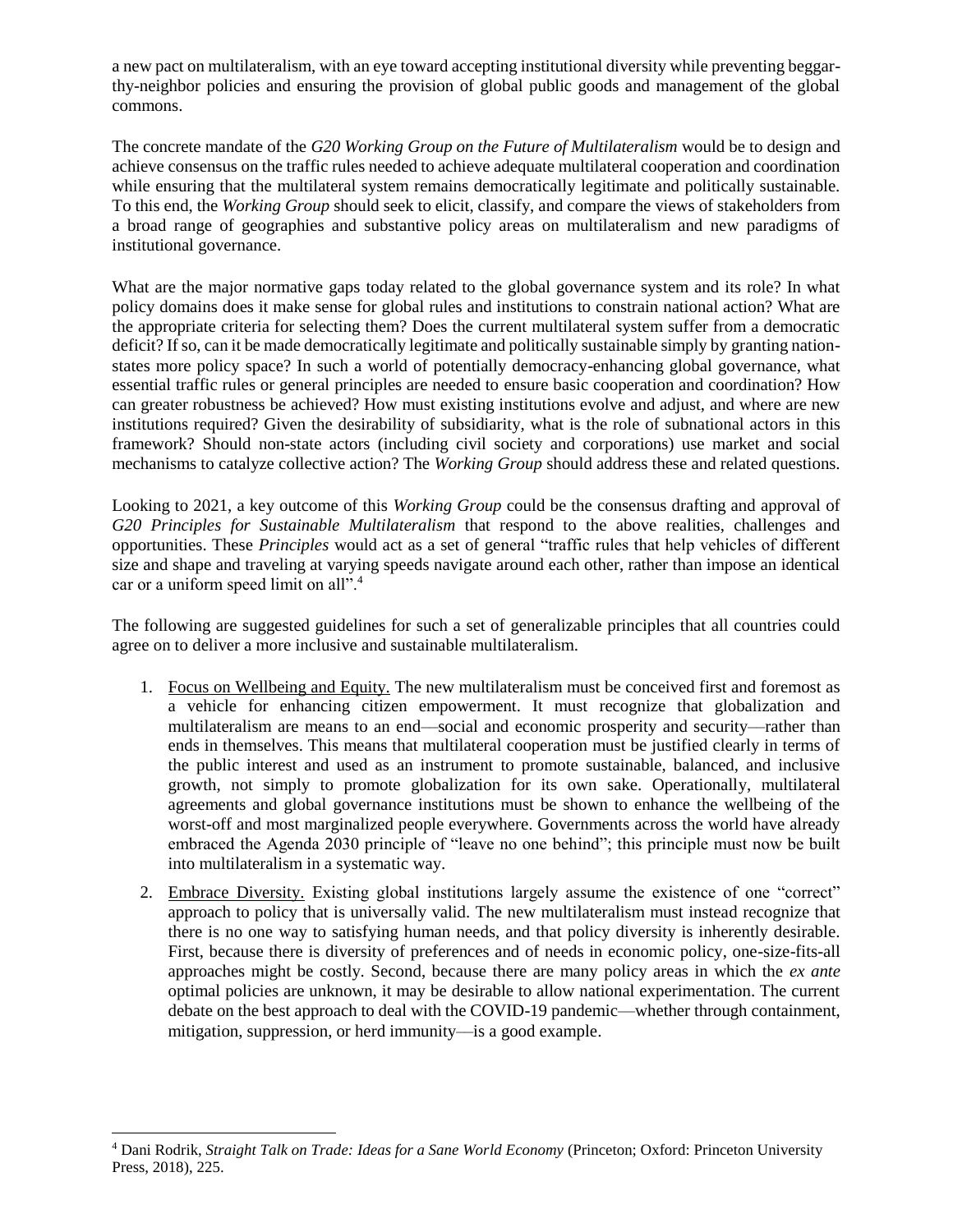a new pact on multilateralism, with an eye toward accepting institutional diversity while preventing beggar-thy-neighbor policies and ensuring the provision of global public goods and management of the global commons.

The concrete mandate of the *G20 Working Group on the Future of Multilateralism* would be to design and achieve consensus on the traffic rules needed to achieve adequate multilateral cooperation and coordination while ensuring that the multilateral system remains democratically legitimate and politically sustainable. To this end, the *Working Group* should seek to elicit, classify, and compare the views of stakeholders from a broad range of geographies and substantive policy areas on multilateralism and new paradigms of institutional governance.

What are the major normative gaps today related to the global governance system and its role? In what policy domains does it make sense for global rules and institutions to constrain national action? What are the appropriate criteria for selecting them? Does the current multilateral system suffer from a democratic deficit? If so, can it be made democratically legitimate and politically sustainable simply by granting nation-states more policy space? In such a world of potentially democracy-enhancing global governance, what essential traffic rules or general principles are needed to ensure basic cooperation and coordination? How can greater robustness be achieved? How must existing institutions evolve and adjust, and where are new institutions required? Given the desirability of subsidiarity, what is the role of subnational actors in this framework? Should non-state actors (including civil society and corporations) use market and social mechanisms to catalyze collective action? The *Working Group* should address these and related questions.

Looking to 2021, a key outcome of this *Working Group* could be the consensus drafting and approval of *G20 Principles for Sustainable Multilateralism* that respond to the above realities, challenges and opportunities. These *Principles* would act as a set of general "traffic rules that help vehicles of different size and shape and traveling at varying speeds navigate around each other, rather than impose an identical car or a uniform speed limit on all".[4]

The following are suggested guidelines for such a set of generalizable principles that all countries could agree on to deliver a more inclusive and sustainable multilateralism.

1. Focus on Wellbeing and Equity. The new multilateralism must be conceived first and foremost as a vehicle for enhancing citizen empowerment. It must recognize that globalization and multilateralism are means to an end—social and economic prosperity and security—rather than ends in themselves. This means that multilateral cooperation must be justified clearly in terms of the public interest and used as an instrument to promote sustainable, balanced, and inclusive growth, not simply to promote globalization for its own sake. Operationally, multilateral agreements and global governance institutions must be shown to enhance the wellbeing of the worst-off and most marginalized people everywhere. Governments across the world have already embraced the Agenda 2030 principle of "leave no one behind"; this principle must now be built into multilateralism in a systematic way.

2. Embrace Diversity. Existing global institutions largely assume the existence of one "correct" approach to policy that is universally valid. The new multilateralism must instead recognize that there is no one way to satisfying human needs, and that policy diversity is inherently desirable. First, because there is diversity of preferences and of needs in economic policy, one-size-fits-all approaches might be costly. Second, because there are many policy areas in which the *ex ante* optimal policies are unknown, it may be desirable to allow national experimentation. The current debate on the best approach to deal with the COVID-19 pandemic—whether through containment, mitigation, suppression, or herd immunity—is a good example.

[4] Dani Rodrik, *Straight Talk on Trade: Ideas for a Sane World Economy* (Princeton; Oxford: Princeton University Press, 2018), 225.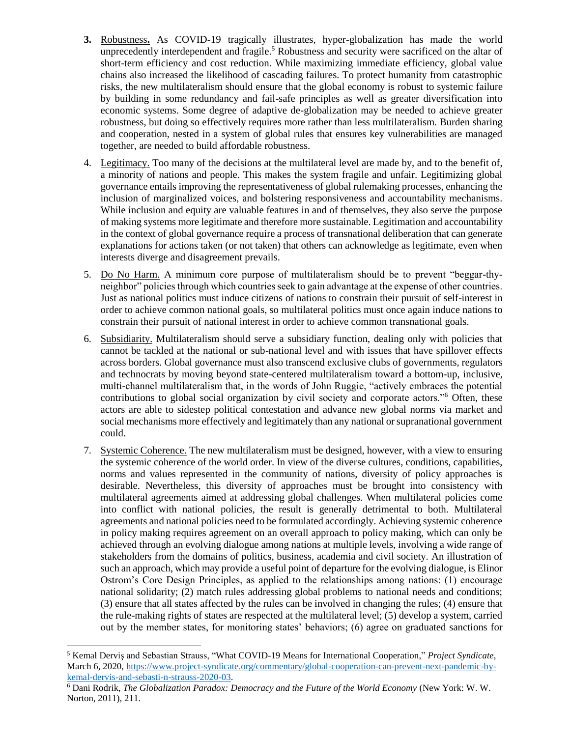3. <u>Robustness</u>**.** As COVID-19 tragically illustrates, hyper-globalization has made the world unprecedently interdependent and fragile.[5] Robustness and security were sacrificed on the altar of short-term efficiency and cost reduction. While maximizing immediate efficiency, global value chains also increased the likelihood of cascading failures. To protect humanity from catastrophic risks, the new multilateralism should ensure that the global economy is robust to systemic failure by building in some redundancy and fail-safe principles as well as greater diversification into economic systems. Some degree of adaptive de-globalization may be needed to achieve greater robustness, but doing so effectively requires more rather than less multilateralism. Burden sharing and cooperation, nested in a system of global rules that ensures key vulnerabilities are managed together, are needed to build affordable robustness.

4. <u>Legitimacy.</u> Too many of the decisions at the multilateral level are made by, and to the benefit of, a minority of nations and people. This makes the system fragile and unfair. Legitimizing global governance entails improving the representativeness of global rulemaking processes, enhancing the inclusion of marginalized voices, and bolstering responsiveness and accountability mechanisms. While inclusion and equity are valuable features in and of themselves, they also serve the purpose of making systems more legitimate and therefore more sustainable. Legitimation and accountability in the context of global governance require a process of transnational deliberation that can generate explanations for actions taken (or not taken) that others can acknowledge as legitimate, even when interests diverge and disagreement prevails.

5. <u>Do No Harm.</u> A minimum core purpose of multilateralism should be to prevent "beggar-thy-neighbor" policies through which countries seek to gain advantage at the expense of other countries. Just as national politics must induce citizens of nations to constrain their pursuit of self-interest in order to achieve common national goals, so multilateral politics must once again induce nations to constrain their pursuit of national interest in order to achieve common transnational goals.

6. <u>Subsidiarity.</u> Multilateralism should serve a subsidiary function, dealing only with policies that cannot be tackled at the national or sub-national level and with issues that have spillover effects across borders. Global governance must also transcend exclusive clubs of governments, regulators and technocrats by moving beyond state-centered multilateralism toward a bottom-up, inclusive, multi-channel multilateralism that, in the words of John Ruggie, "actively embraces the potential contributions to global social organization by civil society and corporate actors."[6] Often, these actors are able to sidestep political contestation and advance new global norms via market and social mechanisms more effectively and legitimately than any national or supranational government could.

7. <u>Systemic Coherence.</u> The new multilateralism must be designed, however, with a view to ensuring the systemic coherence of the world order. In view of the diverse cultures, conditions, capabilities, norms and values represented in the community of nations, diversity of policy approaches is desirable. Nevertheless, this diversity of approaches must be brought into consistency with multilateral agreements aimed at addressing global challenges. When multilateral policies come into conflict with national policies, the result is generally detrimental to both. Multilateral agreements and national policies need to be formulated accordingly. Achieving systemic coherence in policy making requires agreement on an overall approach to policy making, which can only be achieved through an evolving dialogue among nations at multiple levels, involving a wide range of stakeholders from the domains of politics, business, academia and civil society. An illustration of such an approach, which may provide a useful point of departure for the evolving dialogue, is Elinor Ostrom's Core Design Principles, as applied to the relationships among nations: (1) encourage national solidarity; (2) match rules addressing global problems to national needs and conditions; (3) ensure that all states affected by the rules can be involved in changing the rules; (4) ensure that the rule-making rights of states are respected at the multilateral level; (5) develop a system, carried out by the member states, for monitoring states' behaviors; (6) agree on graduated sanctions for

---

[5] Kemal Derviş and Sebastian Strauss, "What COVID-19 Means for International Cooperation," *Project Syndicate*, March 6, 2020, https://www.project-syndicate.org/commentary/global-cooperation-can-prevent-next-pandemic-by-kemal-dervis-and-sebasti-n-strauss-2020-03.

[6] Dani Rodrik, *The Globalization Paradox: Democracy and the Future of the World Economy* (New York: W. W. Norton, 2011), 211.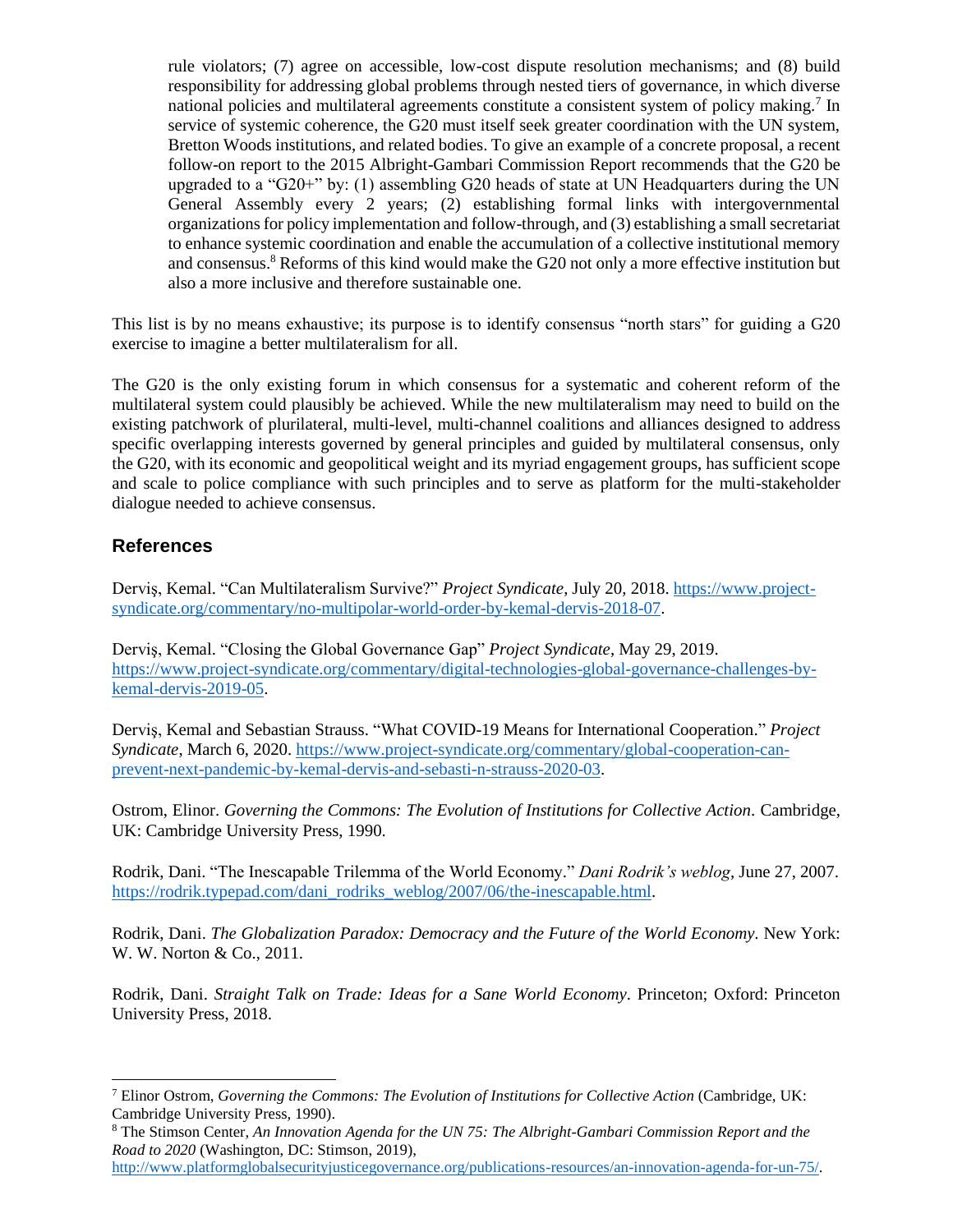rule violators; (7) agree on accessible, low-cost dispute resolution mechanisms; and (8) build responsibility for addressing global problems through nested tiers of governance, in which diverse national policies and multilateral agreements constitute a consistent system of policy making.[7] In service of systemic coherence, the G20 must itself seek greater coordination with the UN system, Bretton Woods institutions, and related bodies. To give an example of a concrete proposal, a recent follow-on report to the 2015 Albright-Gambari Commission Report recommends that the G20 be upgraded to a "G20+" by: (1) assembling G20 heads of state at UN Headquarters during the UN General Assembly every 2 years; (2) establishing formal links with intergovernmental organizations for policy implementation and follow-through, and (3) establishing a small secretariat to enhance systemic coordination and enable the accumulation of a collective institutional memory and consensus.[8] Reforms of this kind would make the G20 not only a more effective institution but also a more inclusive and therefore sustainable one.

This list is by no means exhaustive; its purpose is to identify consensus "north stars" for guiding a G20 exercise to imagine a better multilateralism for all.

The G20 is the only existing forum in which consensus for a systematic and coherent reform of the multilateral system could plausibly be achieved. While the new multilateralism may need to build on the existing patchwork of plurilateral, multi-level, multi-channel coalitions and alliances designed to address specific overlapping interests governed by general principles and guided by multilateral consensus, only the G20, with its economic and geopolitical weight and its myriad engagement groups, has sufficient scope and scale to police compliance with such principles and to serve as platform for the multi-stakeholder dialogue needed to achieve consensus.

## References

Derviş, Kemal. "Can Multilateralism Survive?" *Project Syndicate*, July 20, 2018. https://www.project-syndicate.org/commentary/no-multipolar-world-order-by-kemal-dervis-2018-07.

Derviş, Kemal. "Closing the Global Governance Gap" *Project Syndicate*, May 29, 2019. https://www.project-syndicate.org/commentary/digital-technologies-global-governance-challenges-by-kemal-dervis-2019-05.

Derviş, Kemal and Sebastian Strauss. "What COVID-19 Means for International Cooperation." *Project Syndicate*, March 6, 2020. https://www.project-syndicate.org/commentary/global-cooperation-can-prevent-next-pandemic-by-kemal-dervis-and-sebasti-n-strauss-2020-03.

Ostrom, Elinor. *Governing the Commons: The Evolution of Institutions for Collective Action*. Cambridge, UK: Cambridge University Press, 1990.

Rodrik, Dani. "The Inescapable Trilemma of the World Economy." *Dani Rodrik's weblog*, June 27, 2007. https://rodrik.typepad.com/dani_rodriks_weblog/2007/06/the-inescapable.html.

Rodrik, Dani. *The Globalization Paradox: Democracy and the Future of the World Economy*. New York: W. W. Norton & Co., 2011.

Rodrik, Dani. *Straight Talk on Trade: Ideas for a Sane World Economy*. Princeton; Oxford: Princeton University Press, 2018.

---

[7] Elinor Ostrom, *Governing the Commons: The Evolution of Institutions for Collective Action* (Cambridge, UK: Cambridge University Press, 1990).

[8] The Stimson Center, *An Innovation Agenda for the UN 75: The Albright-Gambari Commission Report and the Road to 2020* (Washington, DC: Stimson, 2019), http://www.platformglobalsecurityjusticegovernance.org/publications-resources/an-innovation-agenda-for-un-75/.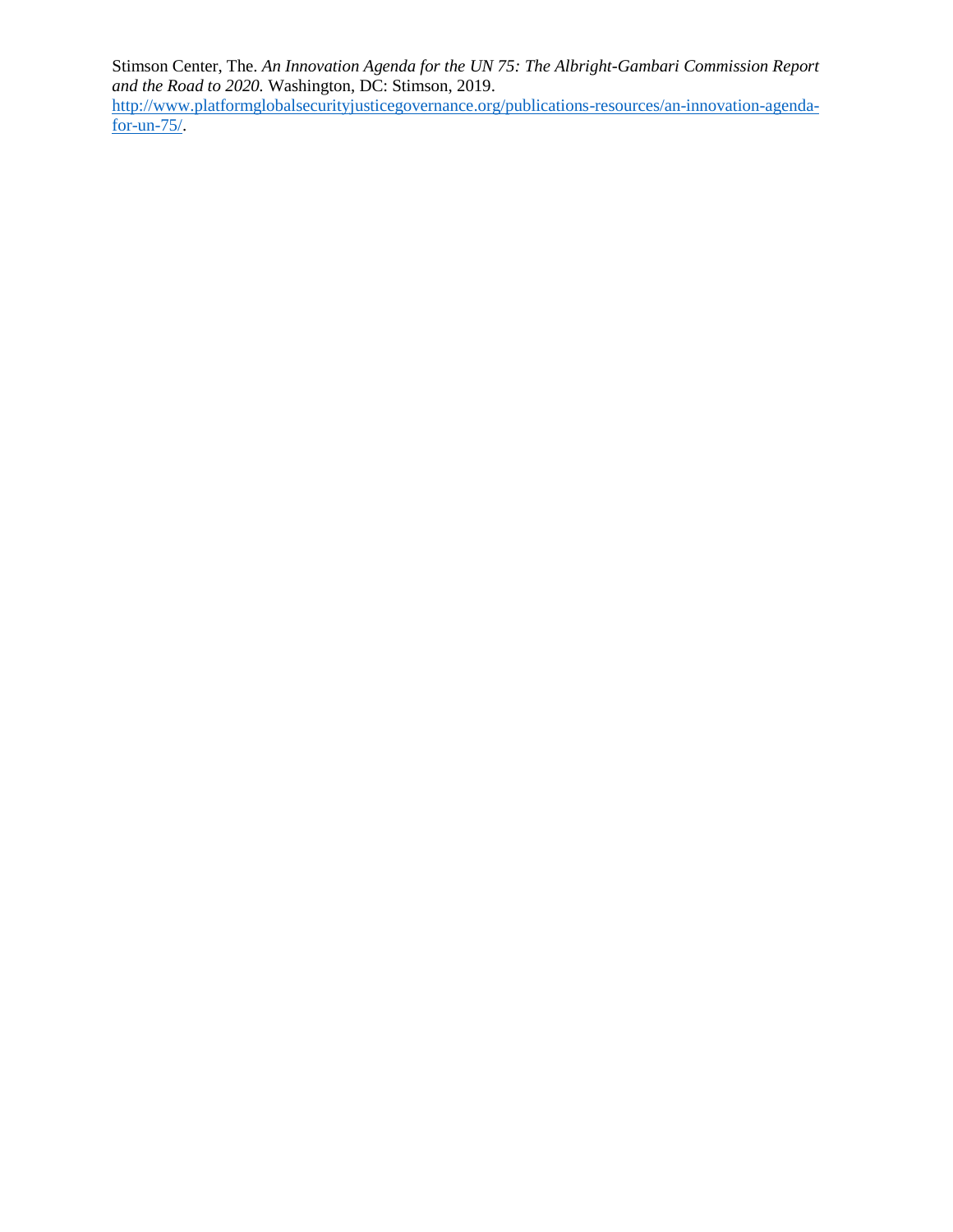Stimson Center, The. *An Innovation Agenda for the UN 75: The Albright-Gambari Commission Report and the Road to 2020.* Washington, DC: Stimson, 2019. [http://www.platformglobalsecurityjusticegovernance.org/publications-resources/an-innovation-agenda-for-un-75/](http://www.platformglobalsecurityjusticegovernance.org/publications-resources/an-innovation-agenda-for-un-75/).